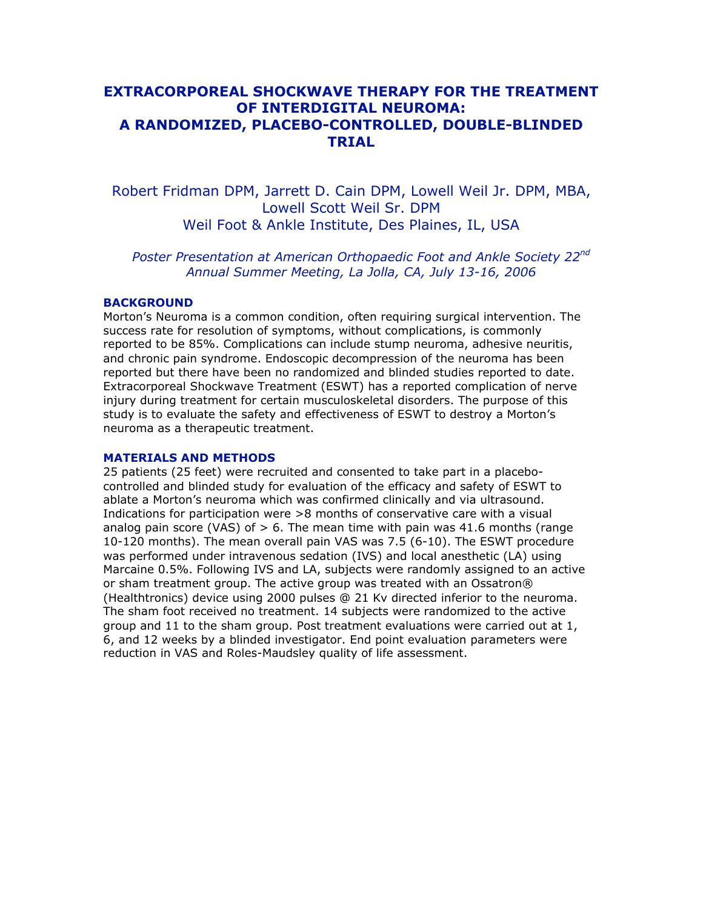# EXTRACORPOREAL SHOCKWAVE THERAPY FOR THE TREATMENT OF INTERDIGITAL NEUROMA: A RANDOMIZED, PLACEBO-CONTROLLED, DOUBLE-BLINDED TRIAL

Robert Fridman DPM, Jarrett D. Cain DPM, Lowell Weil Jr. DPM, MBA, Lowell Scott Weil Sr. DPM
Weil Foot & Ankle Institute, Des Plaines, IL, USA

*Poster Presentation at American Orthopaedic Foot and Ankle Society 22nd Annual Summer Meeting, La Jolla, CA, July 13-16, 2006*

## BACKGROUND

Morton's Neuroma is a common condition, often requiring surgical intervention. The success rate for resolution of symptoms, without complications, is commonly reported to be 85%. Complications can include stump neuroma, adhesive neuritis, and chronic pain syndrome. Endoscopic decompression of the neuroma has been reported but there have been no randomized and blinded studies reported to date. Extracorporeal Shockwave Treatment (ESWT) has a reported complication of nerve injury during treatment for certain musculoskeletal disorders. The purpose of this study is to evaluate the safety and effectiveness of ESWT to destroy a Morton's neuroma as a therapeutic treatment.

## MATERIALS AND METHODS

25 patients (25 feet) were recruited and consented to take part in a placebo-controlled and blinded study for evaluation of the efficacy and safety of ESWT to ablate a Morton's neuroma which was confirmed clinically and via ultrasound. Indications for participation were >8 months of conservative care with a visual analog pain score (VAS) of > 6. The mean time with pain was 41.6 months (range 10-120 months). The mean overall pain VAS was 7.5 (6-10). The ESWT procedure was performed under intravenous sedation (IVS) and local anesthetic (LA) using Marcaine 0.5%. Following IVS and LA, subjects were randomly assigned to an active or sham treatment group. The active group was treated with an Ossatron® (Healthtronics) device using 2000 pulses @ 21 Kv directed inferior to the neuroma. The sham foot received no treatment. 14 subjects were randomized to the active group and 11 to the sham group. Post treatment evaluations were carried out at 1, 6, and 12 weeks by a blinded investigator. End point evaluation parameters were reduction in VAS and Roles-Maudsley quality of life assessment.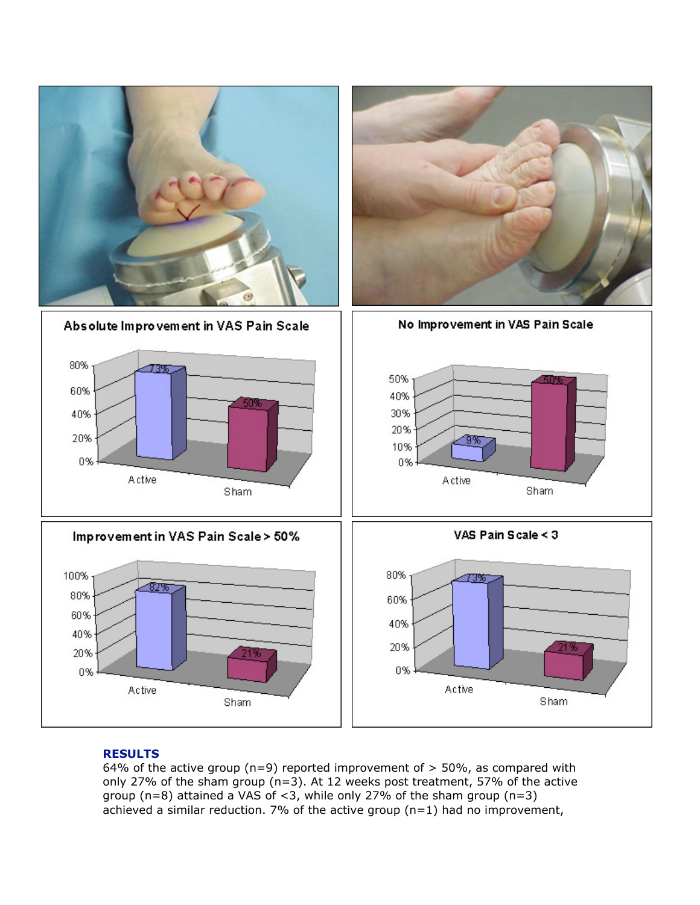## RESULTS

64% of the active group (n=9) reported improvement of > 50%, as compared with only 27% of the sham group (n=3). At 12 weeks post treatment, 57% of the active group (n=8) attained a VAS of <3, while only 27% of the sham group (n=3) achieved a similar reduction. 7% of the active group (n=1) had no improvement,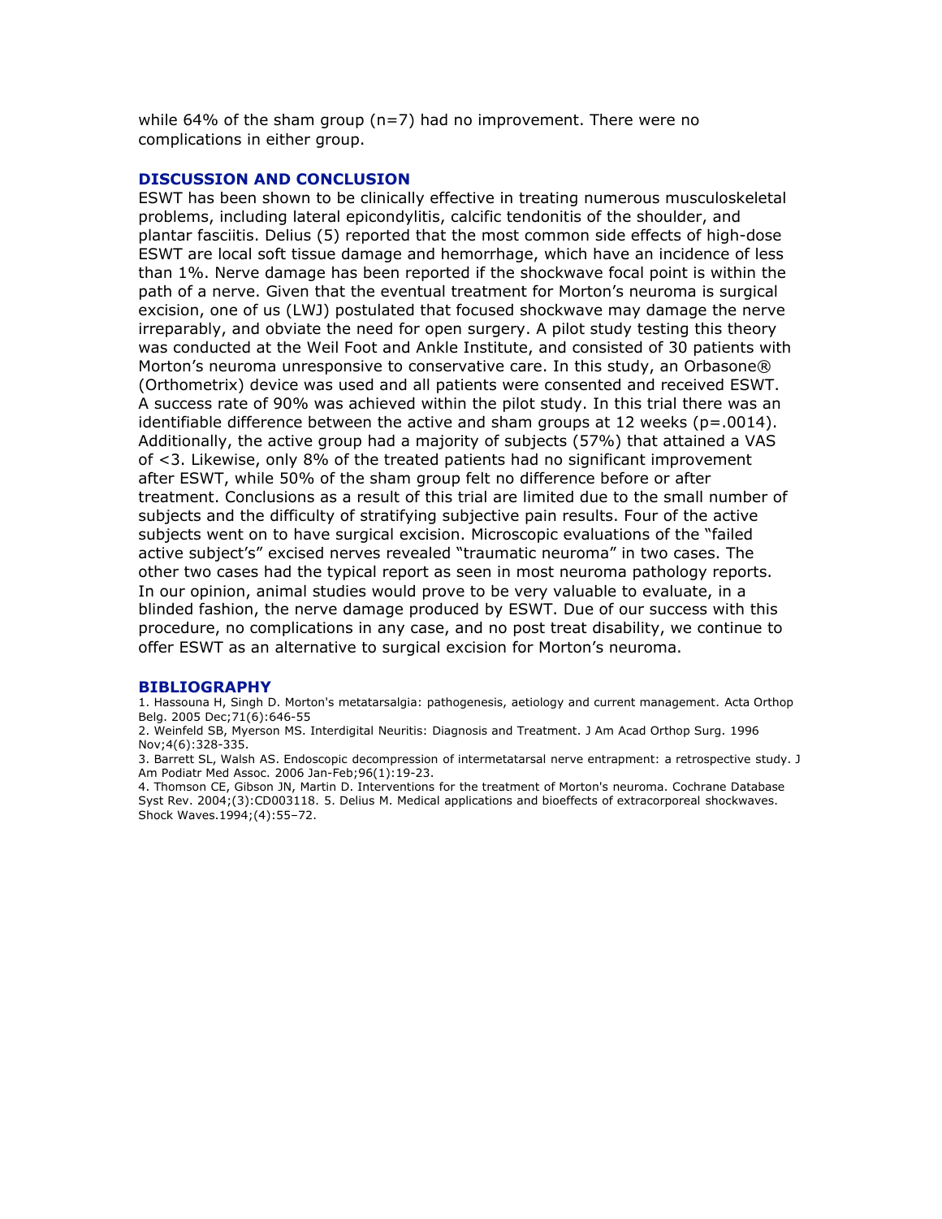while 64% of the sham group (n=7) had no improvement. There were no complications in either group.

## DISCUSSION AND CONCLUSION

ESWT has been shown to be clinically effective in treating numerous musculoskeletal problems, including lateral epicondylitis, calcific tendonitis of the shoulder, and plantar fasciitis. Delius (5) reported that the most common side effects of high-dose ESWT are local soft tissue damage and hemorrhage, which have an incidence of less than 1%. Nerve damage has been reported if the shockwave focal point is within the path of a nerve. Given that the eventual treatment for Morton's neuroma is surgical excision, one of us (LWJ) postulated that focused shockwave may damage the nerve irreparably, and obviate the need for open surgery. A pilot study testing this theory was conducted at the Weil Foot and Ankle Institute, and consisted of 30 patients with Morton's neuroma unresponsive to conservative care. In this study, an Orbasone® (Orthometrix) device was used and all patients were consented and received ESWT. A success rate of 90% was achieved within the pilot study. In this trial there was an identifiable difference between the active and sham groups at 12 weeks ($p=.0014$). Additionally, the active group had a majority of subjects (57%) that attained a VAS of <3. Likewise, only 8% of the treated patients had no significant improvement after ESWT, while 50% of the sham group felt no difference before or after treatment. Conclusions as a result of this trial are limited due to the small number of subjects and the difficulty of stratifying subjective pain results. Four of the active subjects went on to have surgical excision. Microscopic evaluations of the "failed active subject's" excised nerves revealed "traumatic neuroma" in two cases. The other two cases had the typical report as seen in most neuroma pathology reports. In our opinion, animal studies would prove to be very valuable to evaluate, in a blinded fashion, the nerve damage produced by ESWT. Due of our success with this procedure, no complications in any case, and no post treat disability, we continue to offer ESWT as an alternative to surgical excision for Morton's neuroma.

## BIBLIOGRAPHY

1. Hassouna H, Singh D. Morton's metatarsalgia: pathogenesis, aetiology and current management. Acta Orthop Belg. 2005 Dec;71(6):646-55
2. Weinfeld SB, Myerson MS. Interdigital Neuritis: Diagnosis and Treatment. J Am Acad Orthop Surg. 1996 Nov;4(6):328-335.
3. Barrett SL, Walsh AS. Endoscopic decompression of intermetatarsal nerve entrapment: a retrospective study. J Am Podiatr Med Assoc. 2006 Jan-Feb;96(1):19-23.
4. Thomson CE, Gibson JN, Martin D. Interventions for the treatment of Morton's neuroma. Cochrane Database Syst Rev. 2004;(3):CD003118. 5. Delius M. Medical applications and bioeffects of extracorporeal shockwaves. Shock Waves.1994;(4):55–72.